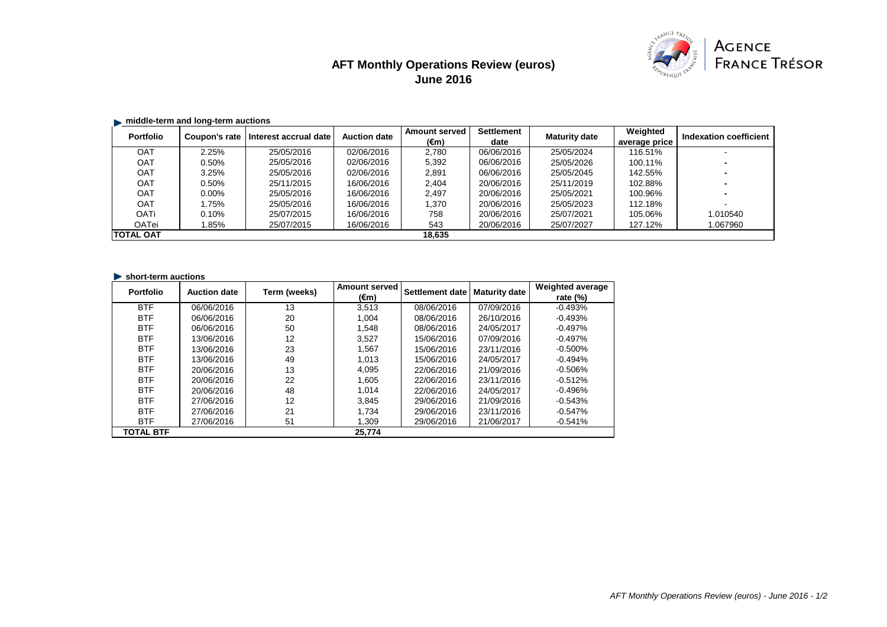# AFT Monthly Operations Review (euros)
## June 2016

AGENCE FRANCE TRÉSOR

### middle-term and long-term auctions

| Portfolio | Coupon's rate | Interest accrual date | Auction date | Amount served (€m) | Settlement date | Maturity date | Weighted average price | Indexation coefficient |
|---|---|---|---|---|---|---|---|---|
| OAT | 2.25% | 25/05/2016 | 02/06/2016 | 2,780 | 06/06/2016 | 25/05/2024 | 116.51% | - |
| OAT | 0.50% | 25/05/2016 | 02/06/2016 | 5,392 | 06/06/2016 | 25/05/2026 | 100.11% | - |
| OAT | 3.25% | 25/05/2016 | 02/06/2016 | 2,891 | 06/06/2016 | 25/05/2045 | 142.55% | - |
| OAT | 0.50% | 25/11/2015 | 16/06/2016 | 2,404 | 20/06/2016 | 25/11/2019 | 102.88% | - |
| OAT | 0.00% | 25/05/2016 | 16/06/2016 | 2,497 | 20/06/2016 | 25/05/2021 | 100.96% | - |
| OAT | 1.75% | 25/05/2016 | 16/06/2016 | 1,370 | 20/06/2016 | 25/05/2023 | 112.18% | - |
| OATi | 0.10% | 25/07/2015 | 16/06/2016 | 758 | 20/06/2016 | 25/07/2021 | 105.06% | 1.010540 |
| OATei | 1.85% | 25/07/2015 | 16/06/2016 | 543 | 20/06/2016 | 25/07/2027 | 127.12% | 1.067960 |
| **TOTAL OAT** | | | | **18,635** | | | | |

### short-term auctions

| Portfolio | Auction date | Term (weeks) | Amount served (€m) | Settlement date | Maturity date | Weighted average rate (%) |
|---|---|---|---|---|---|---|
| BTF | 06/06/2016 | 13 | 3,513 | 08/06/2016 | 07/09/2016 | -0.493% |
| BTF | 06/06/2016 | 20 | 1,004 | 08/06/2016 | 26/10/2016 | -0.493% |
| BTF | 06/06/2016 | 50 | 1,548 | 08/06/2016 | 24/05/2017 | -0.497% |
| BTF | 13/06/2016 | 12 | 3,527 | 15/06/2016 | 07/09/2016 | -0.497% |
| BTF | 13/06/2016 | 23 | 1,567 | 15/06/2016 | 23/11/2016 | -0.500% |
| BTF | 13/06/2016 | 49 | 1,013 | 15/06/2016 | 24/05/2017 | -0.494% |
| BTF | 20/06/2016 | 13 | 4,095 | 22/06/2016 | 21/09/2016 | -0.506% |
| BTF | 20/06/2016 | 22 | 1,605 | 22/06/2016 | 23/11/2016 | -0.512% |
| BTF | 20/06/2016 | 48 | 1,014 | 22/06/2016 | 24/05/2017 | -0.496% |
| BTF | 27/06/2016 | 12 | 3,845 | 29/06/2016 | 21/09/2016 | -0.543% |
| BTF | 27/06/2016 | 21 | 1,734 | 29/06/2016 | 23/11/2016 | -0.547% |
| BTF | 27/06/2016 | 51 | 1,309 | 29/06/2016 | 21/06/2017 | -0.541% |
| **TOTAL BTF** | | | **25,774** | | | |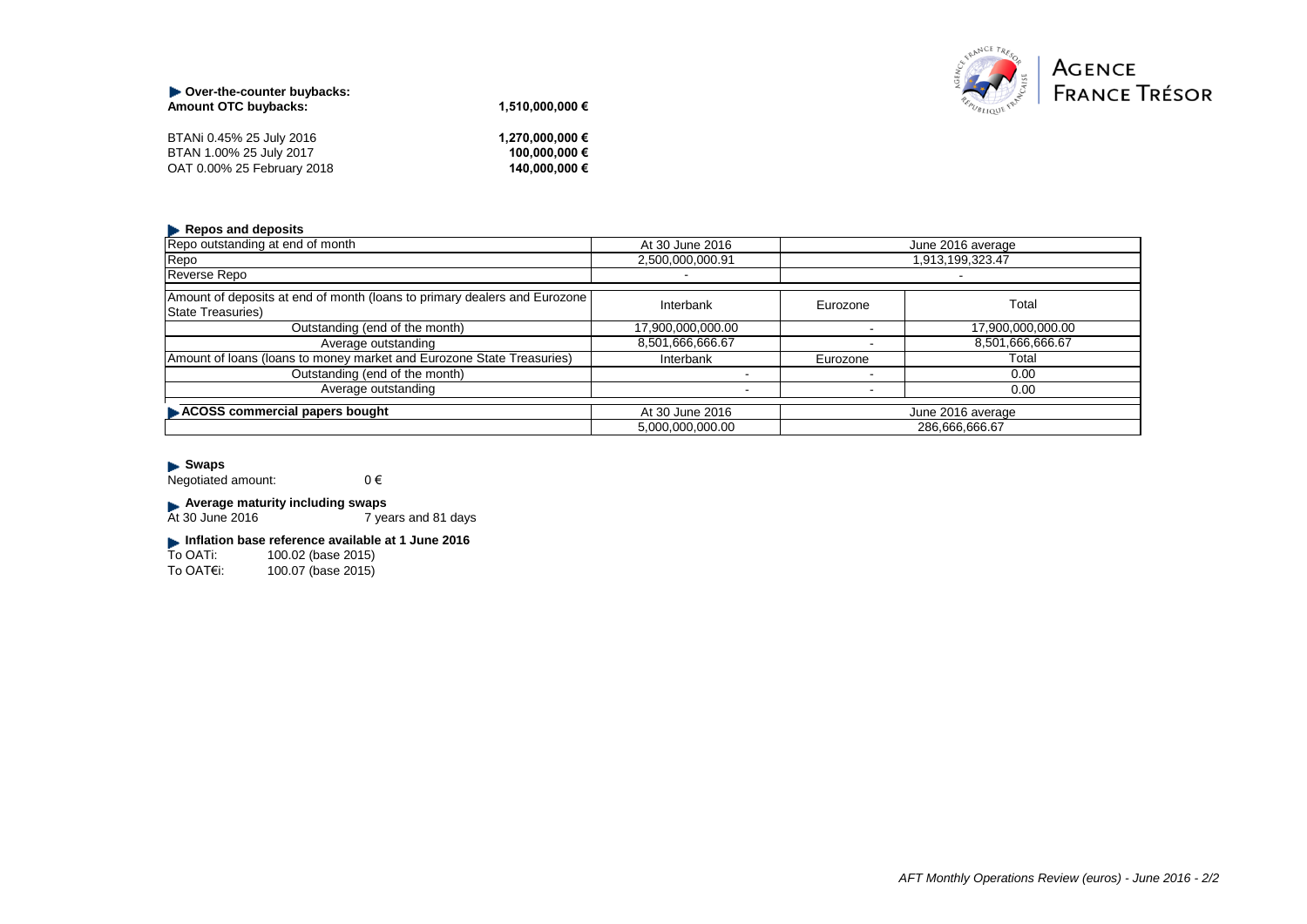**Over-the-counter buybacks:**

**Amount OTC buybacks:** **1,510,000,000 €**

| | |
|---|---|
| BTANi 0.45% 25 July 2016 | **1,270,000,000 €** |
| BTAN 1.00% 25 July 2017 | **100,000,000 €** |
| OAT 0.00% 25 February 2018 | **140,000,000 €** |

**Repos and deposits**

| Repo outstanding at end of month | At 30 June 2016 | June 2016 average | |
|---|---|---|---|
| Repo | 2,500,000,000.91 | 1,913,199,323.47 | |
| Reverse Repo | - | - | |
| Amount of deposits at end of month (loans to primary dealers and Eurozone State Treasuries) | Interbank | Eurozone | Total |
| Outstanding (end of the month) | 17,900,000,000.00 | - | 17,900,000,000.00 |
| Average outstanding | 8,501,666,666.67 | - | 8,501,666,666.67 |
| Amount of loans (loans to money market and Eurozone State Treasuries) | Interbank | Eurozone | Total |
| Outstanding (end of the month) | - | - | 0.00 |
| Average outstanding | - | - | 0.00 |

| **ACOSS commercial papers bought** | At 30 June 2016 | June 2016 average |
|---|---|---|
| | 5,000,000,000.00 | 286,666,666.67 |

**Swaps**

Negotiated amount: 0 €

**Average maturity including swaps**

At 30 June 2016 7 years and 81 days

**Inflation base reference available at 1 June 2016**

To OATi: 100.02 (base 2015)

To OAT€i: 100.07 (base 2015)